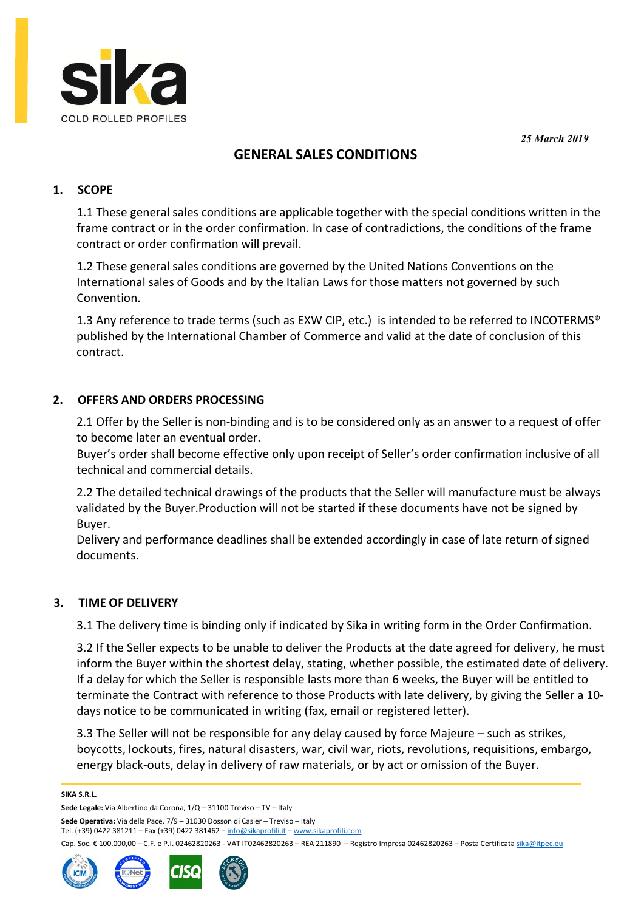sika
COLD ROLLED PROFILES

*25 March 2019*

# GENERAL SALES CONDITIONS

## 1. SCOPE

1.1 These general sales conditions are applicable together with the special conditions written in the frame contract or in the order confirmation. In case of contradictions, the conditions of the frame contract or order confirmation will prevail.

1.2 These general sales conditions are governed by the United Nations Conventions on the International sales of Goods and by the Italian Laws for those matters not governed by such Convention.

1.3 Any reference to trade terms (such as EXW CIP, etc.) is intended to be referred to INCOTERMS® published by the International Chamber of Commerce and valid at the date of conclusion of this contract.

## 2. OFFERS AND ORDERS PROCESSING

2.1 Offer by the Seller is non-binding and is to be considered only as an answer to a request of offer to become later an eventual order.
Buyer's order shall become effective only upon receipt of Seller's order confirmation inclusive of all technical and commercial details.

2.2 The detailed technical drawings of the products that the Seller will manufacture must be always validated by the Buyer.Production will not be started if these documents have not be signed by Buyer.
Delivery and performance deadlines shall be extended accordingly in case of late return of signed documents.

## 3. TIME OF DELIVERY

3.1 The delivery time is binding only if indicated by Sika in writing form in the Order Confirmation.

3.2 If the Seller expects to be unable to deliver the Products at the date agreed for delivery, he must inform the Buyer within the shortest delay, stating, whether possible, the estimated date of delivery. If a delay for which the Seller is responsible lasts more than 6 weeks, the Buyer will be entitled to terminate the Contract with reference to those Products with late delivery, by giving the Seller a 10-days notice to be communicated in writing (fax, email or registered letter).

3.3 The Seller will not be responsible for any delay caused by force Majeure – such as strikes, boycotts, lockouts, fires, natural disasters, war, civil war, riots, revolutions, requisitions, embargo, energy black-outs, delay in delivery of raw materials, or by act or omission of the Buyer.

**SIKA S.R.L.**
**Sede Legale:** Via Albertino da Corona, 1/Q – 31100 Treviso – TV – Italy
**Sede Operativa:** Via della Pace, 7/9 – 31030 Dosson di Casier – Treviso – Italy
Tel. (+39) 0422 381211 – Fax (+39) 0422 381462 – info@sikaprofili.it – www.sikaprofili.com
Cap. Soc. € 100.000,00 – C.F. e P.I. 02462820263 - VAT IT02462820263 – REA 211890 – Registro Impresa 02462820263 – Posta Certificata sika@itpec.eu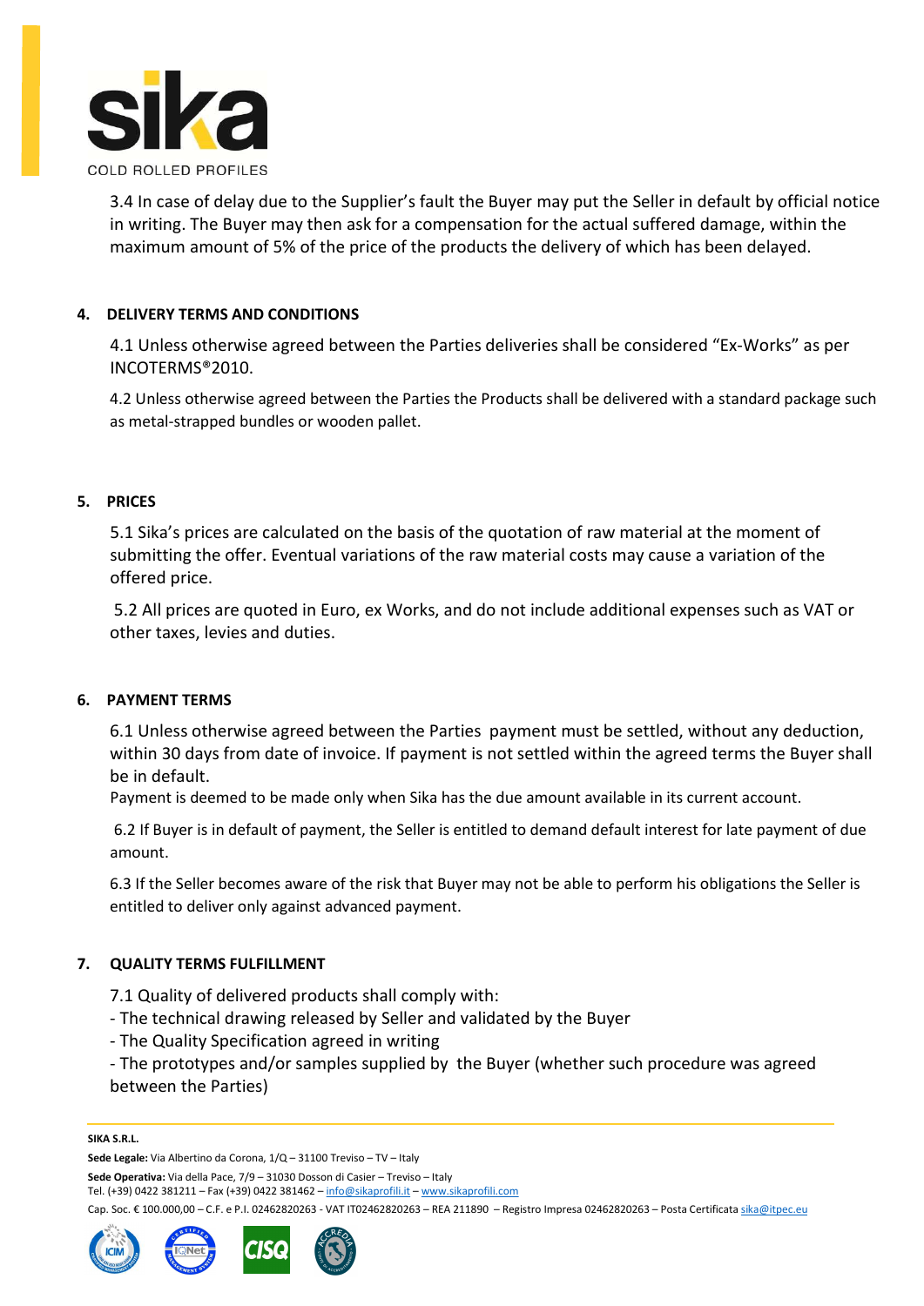3.4 In case of delay due to the Supplier's fault the Buyer may put the Seller in default by official notice in writing. The Buyer may then ask for a compensation for the actual suffered damage, within the maximum amount of 5% of the price of the products the delivery of which has been delayed.

## 4. DELIVERY TERMS AND CONDITIONS

4.1 Unless otherwise agreed between the Parties deliveries shall be considered "Ex-Works" as per INCOTERMS®2010.

4.2 Unless otherwise agreed between the Parties the Products shall be delivered with a standard package such as metal-strapped bundles or wooden pallet.

## 5. PRICES

5.1 Sika's prices are calculated on the basis of the quotation of raw material at the moment of submitting the offer. Eventual variations of the raw material costs may cause a variation of the offered price.

5.2 All prices are quoted in Euro, ex Works, and do not include additional expenses such as VAT or other taxes, levies and duties.

## 6. PAYMENT TERMS

6.1 Unless otherwise agreed between the Parties payment must be settled, without any deduction, within 30 days from date of invoice. If payment is not settled within the agreed terms the Buyer shall be in default.
Payment is deemed to be made only when Sika has the due amount available in its current account.

6.2 If Buyer is in default of payment, the Seller is entitled to demand default interest for late payment of due amount.

6.3 If the Seller becomes aware of the risk that Buyer may not be able to perform his obligations the Seller is entitled to deliver only against advanced payment.

## 7. QUALITY TERMS FULFILLMENT

7.1 Quality of delivered products shall comply with:
- The technical drawing released by Seller and validated by the Buyer
- The Quality Specification agreed in writing
- The prototypes and/or samples supplied by the Buyer (whether such procedure was agreed between the Parties)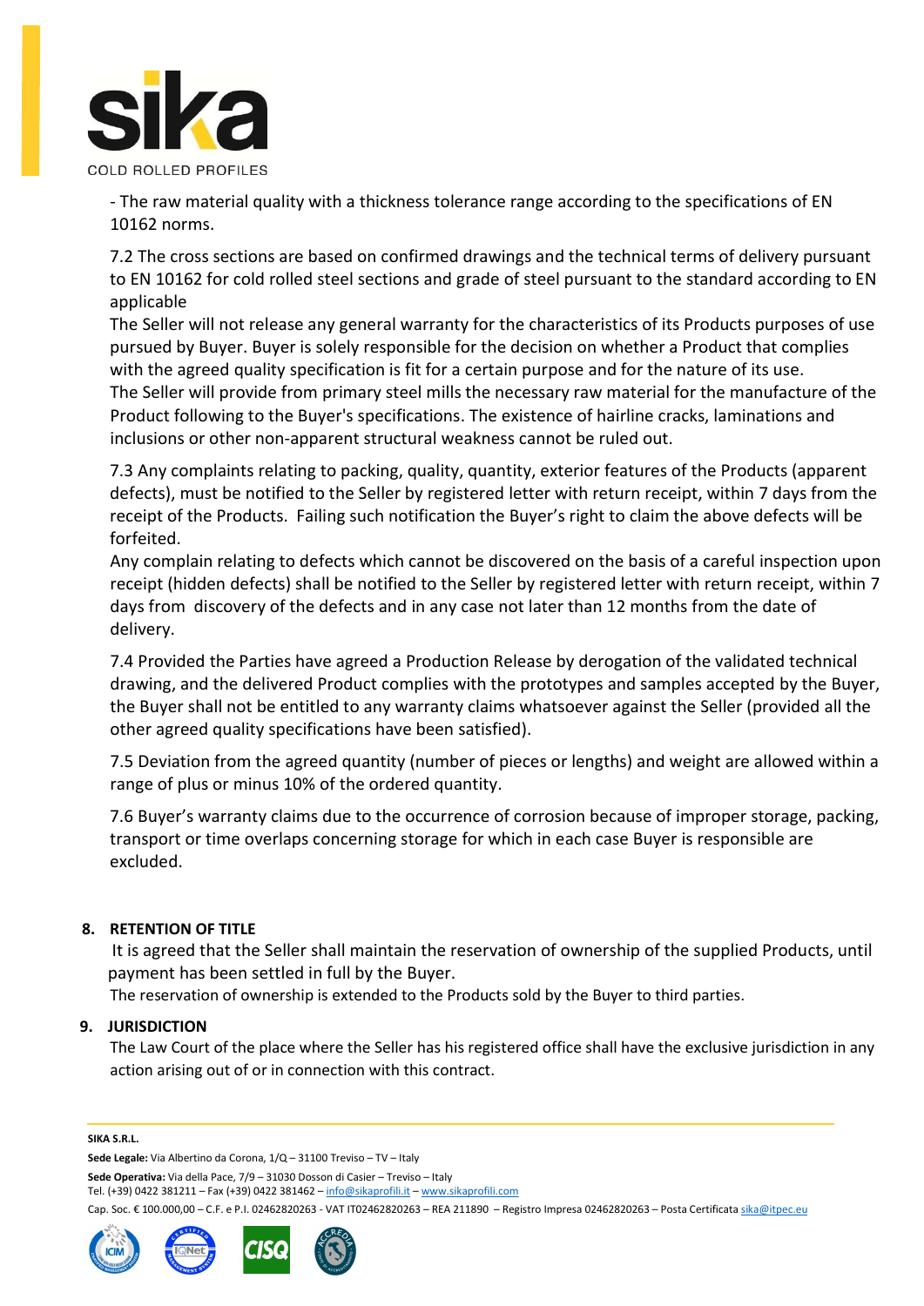- The raw material quality with a thickness tolerance range according to the specifications of EN 10162 norms.

7.2 The cross sections are based on confirmed drawings and the technical terms of delivery pursuant to EN 10162 for cold rolled steel sections and grade of steel pursuant to the standard according to EN applicable
The Seller will not release any general warranty for the characteristics of its Products purposes of use pursued by Buyer. Buyer is solely responsible for the decision on whether a Product that complies with the agreed quality specification is fit for a certain purpose and for the nature of its use.
The Seller will provide from primary steel mills the necessary raw material for the manufacture of the Product following to the Buyer's specifications. The existence of hairline cracks, laminations and inclusions or other non-apparent structural weakness cannot be ruled out.

7.3 Any complaints relating to packing, quality, quantity, exterior features of the Products (apparent defects), must be notified to the Seller by registered letter with return receipt, within 7 days from the receipt of the Products. Failing such notification the Buyer's right to claim the above defects will be forfeited.
Any complain relating to defects which cannot be discovered on the basis of a careful inspection upon receipt (hidden defects) shall be notified to the Seller by registered letter with return receipt, within 7 days from discovery of the defects and in any case not later than 12 months from the date of delivery.

7.4 Provided the Parties have agreed a Production Release by derogation of the validated technical drawing, and the delivered Product complies with the prototypes and samples accepted by the Buyer, the Buyer shall not be entitled to any warranty claims whatsoever against the Seller (provided all the other agreed quality specifications have been satisfied).

7.5 Deviation from the agreed quantity (number of pieces or lengths) and weight are allowed within a range of plus or minus 10% of the ordered quantity.

7.6 Buyer's warranty claims due to the occurrence of corrosion because of improper storage, packing, transport or time overlaps concerning storage for which in each case Buyer is responsible are excluded.

## 8. RETENTION OF TITLE

It is agreed that the Seller shall maintain the reservation of ownership of the supplied Products, until payment has been settled in full by the Buyer.
The reservation of ownership is extended to the Products sold by the Buyer to third parties.

## 9. JURISDICTION

The Law Court of the place where the Seller has his registered office shall have the exclusive jurisdiction in any action arising out of or in connection with this contract.